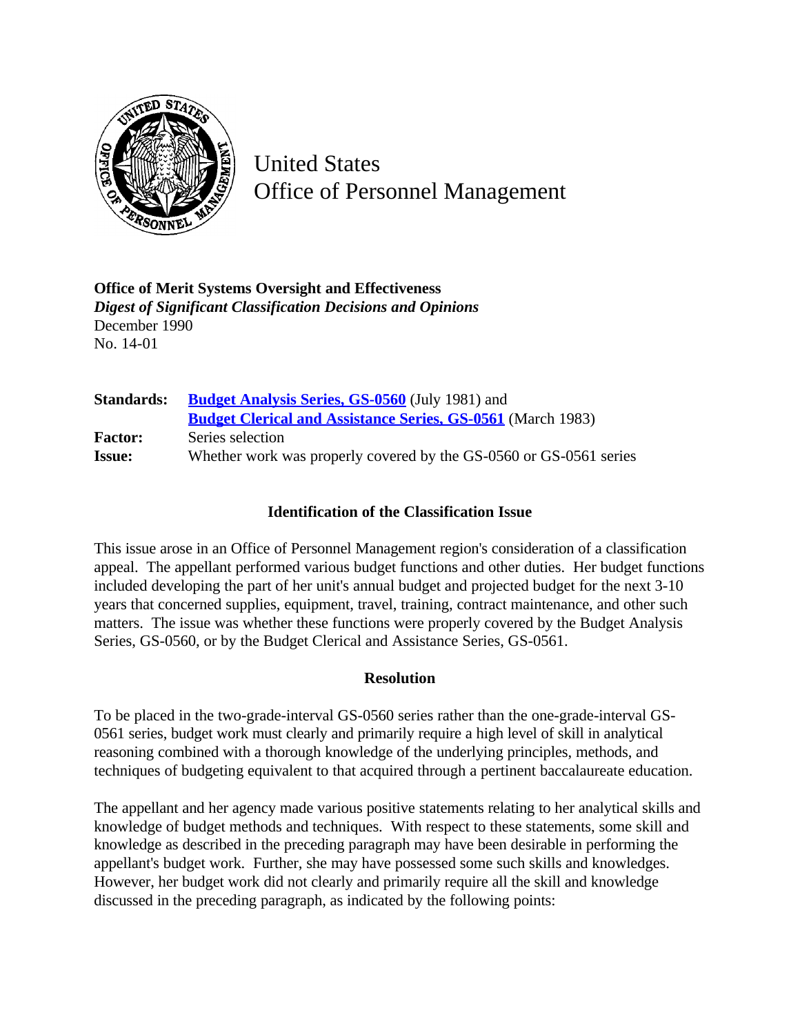United States
Office of Personnel Management

**Office of Merit Systems Oversight and Effectiveness**
***Digest of Significant Classification Decisions and Opinions***
December 1990
No. 14-01

| | |
|---|---|
| **Standards:** | **Budget Analysis Series, GS-0560** (July 1981) and **Budget Clerical and Assistance Series, GS-0561** (March 1983) |
| **Factor:** | Series selection |
| **Issue:** | Whether work was properly covered by the GS-0560 or GS-0561 series |

## Identification of the Classification Issue

This issue arose in an Office of Personnel Management region's consideration of a classification appeal. The appellant performed various budget functions and other duties. Her budget functions included developing the part of her unit's annual budget and projected budget for the next 3-10 years that concerned supplies, equipment, travel, training, contract maintenance, and other such matters. The issue was whether these functions were properly covered by the Budget Analysis Series, GS-0560, or by the Budget Clerical and Assistance Series, GS-0561.

## Resolution

To be placed in the two-grade-interval GS-0560 series rather than the one-grade-interval GS-0561 series, budget work must clearly and primarily require a high level of skill in analytical reasoning combined with a thorough knowledge of the underlying principles, methods, and techniques of budgeting equivalent to that acquired through a pertinent baccalaureate education.

The appellant and her agency made various positive statements relating to her analytical skills and knowledge of budget methods and techniques. With respect to these statements, some skill and knowledge as described in the preceding paragraph may have been desirable in performing the appellant's budget work. Further, she may have possessed some such skills and knowledges. However, her budget work did not clearly and primarily require all the skill and knowledge discussed in the preceding paragraph, as indicated by the following points: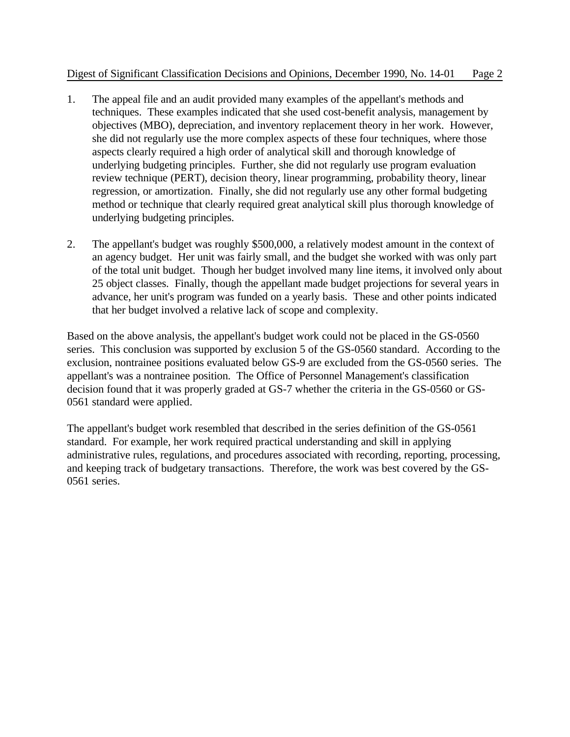1. The appeal file and an audit provided many examples of the appellant's methods and techniques. These examples indicated that she used cost-benefit analysis, management by objectives (MBO), depreciation, and inventory replacement theory in her work. However, she did not regularly use the more complex aspects of these four techniques, where those aspects clearly required a high order of analytical skill and thorough knowledge of underlying budgeting principles. Further, she did not regularly use program evaluation review technique (PERT), decision theory, linear programming, probability theory, linear regression, or amortization. Finally, she did not regularly use any other formal budgeting method or technique that clearly required great analytical skill plus thorough knowledge of underlying budgeting principles.

2. The appellant's budget was roughly $500,000, a relatively modest amount in the context of an agency budget. Her unit was fairly small, and the budget she worked with was only part of the total unit budget. Though her budget involved many line items, it involved only about 25 object classes. Finally, though the appellant made budget projections for several years in advance, her unit's program was funded on a yearly basis. These and other points indicated that her budget involved a relative lack of scope and complexity.

Based on the above analysis, the appellant's budget work could not be placed in the GS-0560 series. This conclusion was supported by exclusion 5 of the GS-0560 standard. According to the exclusion, nontrainee positions evaluated below GS-9 are excluded from the GS-0560 series. The appellant's was a nontrainee position. The Office of Personnel Management's classification decision found that it was properly graded at GS-7 whether the criteria in the GS-0560 or GS-0561 standard were applied.

The appellant's budget work resembled that described in the series definition of the GS-0561 standard. For example, her work required practical understanding and skill in applying administrative rules, regulations, and procedures associated with recording, reporting, processing, and keeping track of budgetary transactions. Therefore, the work was best covered by the GS-0561 series.